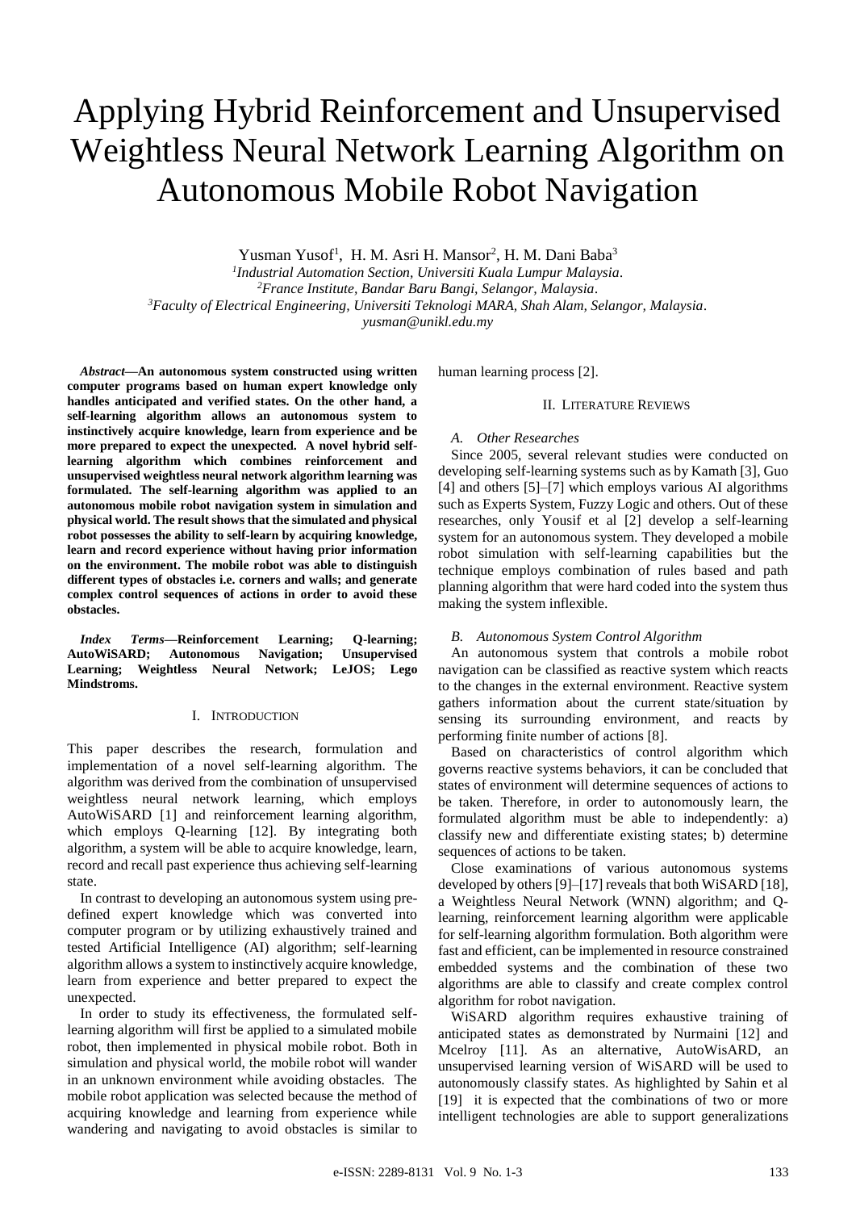# Applying Hybrid Reinforcement and Unsupervised Weightless Neural Network Learning Algorithm on Autonomous Mobile Robot Navigation

Yusman Yusof[1], H. M. Asri H. Mansor[2], H. M. Dani Baba[3]

[1]Industrial Automation Section, Universiti Kuala Lumpur Malaysia.
[2]France Institute, Bandar Baru Bangi, Selangor, Malaysia.
[3]Faculty of Electrical Engineering, Universiti Teknologi MARA, Shah Alam, Selangor, Malaysia.
yusman@unikl.edu.my

***Abstract*—An autonomous system constructed using written computer programs based on human expert knowledge only handles anticipated and verified states. On the other hand, a self-learning algorithm allows an autonomous system to instinctively acquire knowledge, learn from experience and be more prepared to expect the unexpected. A novel hybrid self-learning algorithm which combines reinforcement and unsupervised weightless neural network algorithm learning was formulated. The self-learning algorithm was applied to an autonomous mobile robot navigation system in simulation and physical world. The result shows that the simulated and physical robot possesses the ability to self-learn by acquiring knowledge, learn and record experience without having prior information on the environment. The mobile robot was able to distinguish different types of obstacles i.e. corners and walls; and generate complex control sequences of actions in order to avoid these obstacles.**

***Index Terms*—Reinforcement Learning; Q-learning; AutoWiSARD; Autonomous Navigation; Unsupervised Learning; Weightless Neural Network; LeJOS; Lego Mindstroms.**

## I. Introduction

This paper describes the research, formulation and implementation of a novel self-learning algorithm. The algorithm was derived from the combination of unsupervised weightless neural network learning, which employs AutoWiSARD [1] and reinforcement learning algorithm, which employs Q-learning [12]. By integrating both algorithm, a system will be able to acquire knowledge, learn, record and recall past experience thus achieving self-learning state.

In contrast to developing an autonomous system using pre-defined expert knowledge which was converted into computer program or by utilizing exhaustively trained and tested Artificial Intelligence (AI) algorithm; self-learning algorithm allows a system to instinctively acquire knowledge, learn from experience and better prepared to expect the unexpected.

In order to study its effectiveness, the formulated self-learning algorithm will first be applied to a simulated mobile robot, then implemented in physical mobile robot. Both in simulation and physical world, the mobile robot will wander in an unknown environment while avoiding obstacles. The mobile robot application was selected because the method of acquiring knowledge and learning from experience while wandering and navigating to avoid obstacles is similar to human learning process [2].

## II. Literature Reviews

### *A. Other Researches*

Since 2005, several relevant studies were conducted on developing self-learning systems such as by Kamath [3], Guo [4] and others [5]–[7] which employs various AI algorithms such as Experts System, Fuzzy Logic and others. Out of these researches, only Yousif et al [2] develop a self-learning system for an autonomous system. They developed a mobile robot simulation with self-learning capabilities but the technique employs combination of rules based and path planning algorithm that were hard coded into the system thus making the system inflexible.

### *B. Autonomous System Control Algorithm*

An autonomous system that controls a mobile robot navigation can be classified as reactive system which reacts to the changes in the external environment. Reactive system gathers information about the current state/situation by sensing its surrounding environment, and reacts by performing finite number of actions [8].

Based on characteristics of control algorithm which governs reactive systems behaviors, it can be concluded that states of environment will determine sequences of actions to be taken. Therefore, in order to autonomously learn, the formulated algorithm must be able to independently: a) classify new and differentiate existing states; b) determine sequences of actions to be taken.

Close examinations of various autonomous systems developed by others [9]–[17] reveals that both WiSARD [18], a Weightless Neural Network (WNN) algorithm; and Q-learning, reinforcement learning algorithm were applicable for self-learning algorithm formulation. Both algorithm were fast and efficient, can be implemented in resource constrained embedded systems and the combination of these two algorithms are able to classify and create complex control algorithm for robot navigation.

WiSARD algorithm requires exhaustive training of anticipated states as demonstrated by Nurmaini [12] and Mcelroy [11]. As an alternative, AutoWisARD, an unsupervised learning version of WiSARD will be used to autonomously classify states. As highlighted by Sahin et al [19] it is expected that the combinations of two or more intelligent technologies are able to support generalizations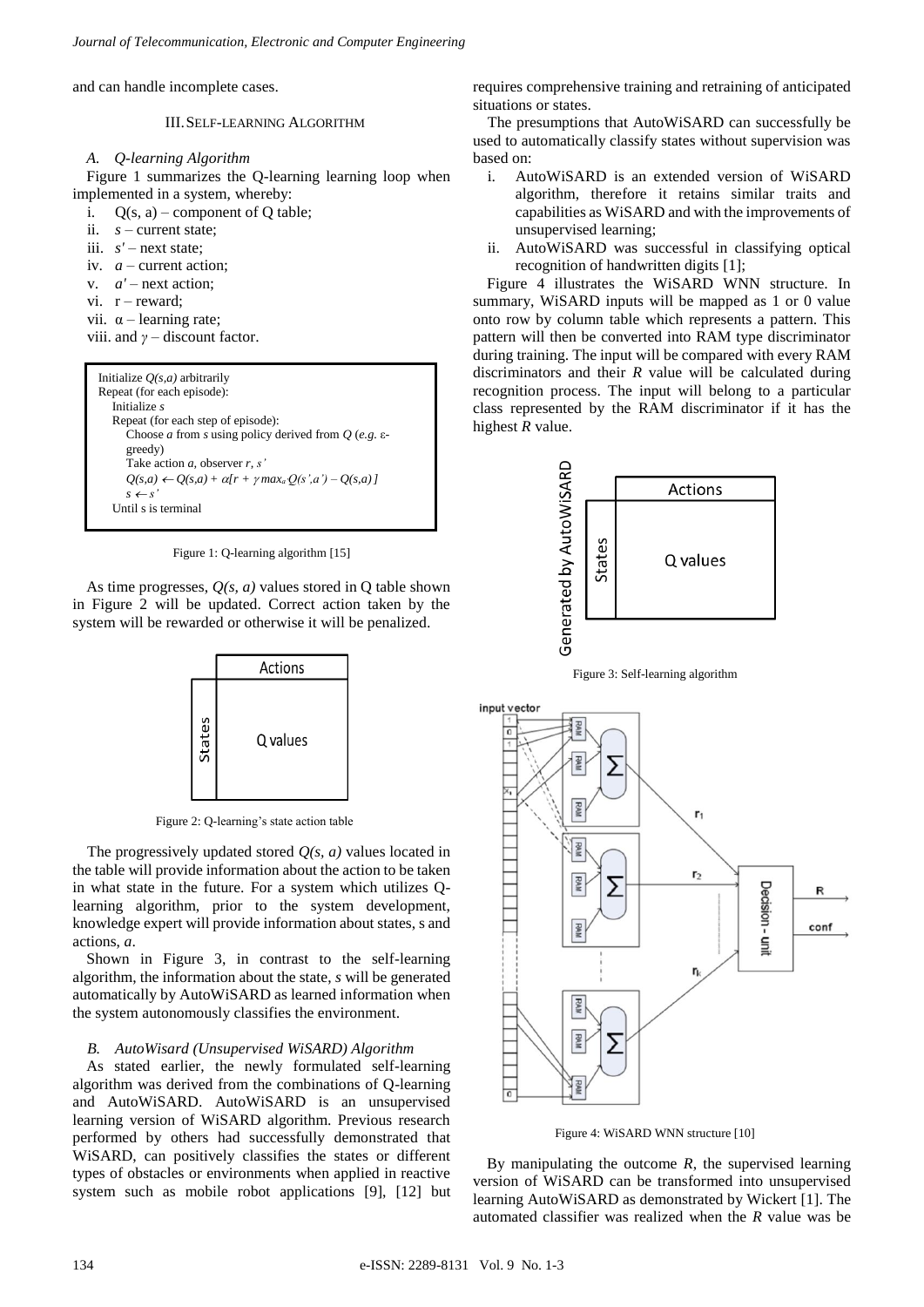and can handle incomplete cases.

## III. SELF-LEARNING ALGORITHM

### *A. Q-learning Algorithm*

Figure 1 summarizes the Q-learning learning loop when implemented in a system, whereby:

i. Q(s, a) – component of Q table;
ii. *s* – current state;
iii. *s'* – next state;
iv. *a* – current action;
v. *a'* – next action;
vi. r – reward;
vii. α – learning rate;
viii. and *γ* – discount factor.

```
Initialize Q(s,a) arbitrarily
Repeat (for each episode):
  Initialize s
  Repeat (for each step of episode):
    Choose a from s using policy derived from Q (e.g. ε-greedy)
    Take action a, observer r, s'
    Q(s,a) ← Q(s,a) + α[r + γ max_a' Q(s',a') – Q(s,a)]
    s ← s'
  Until s is terminal
```

Figure 1: Q-learning algorithm [15]

As time progresses, *Q(s, a)* values stored in Q table shown in Figure 2 will be updated. Correct action taken by the system will be rewarded or otherwise it will be penalized.

| | Actions |
|---|---|
| States | Q values |

Figure 2: Q-learning's state action table

The progressively updated stored *Q(s, a)* values located in the table will provide information about the action to be taken in what state in the future. For a system which utilizes Q-learning algorithm, prior to the system development, knowledge expert will provide information about states, s and actions, *a*.

Shown in Figure 3, in contrast to the self-learning algorithm, the information about the state, *s* will be generated automatically by AutoWiSARD as learned information when the system autonomously classifies the environment.

### *B. AutoWisard (Unsupervised WiSARD) Algorithm*

As stated earlier, the newly formulated self-learning algorithm was derived from the combinations of Q-learning and AutoWiSARD. AutoWiSARD is an unsupervised learning version of WiSARD algorithm. Previous research performed by others had successfully demonstrated that WiSARD, can positively classifies the states or different types of obstacles or environments when applied in reactive system such as mobile robot applications [9], [12] but requires comprehensive training and retraining of anticipated situations or states.

The presumptions that AutoWiSARD can successfully be used to automatically classify states without supervision was based on:

i. AutoWiSARD is an extended version of WiSARD algorithm, therefore it retains similar traits and capabilities as WiSARD and with the improvements of unsupervised learning;
ii. AutoWiSARD was successful in classifying optical recognition of handwritten digits [1];

Figure 4 illustrates the WiSARD WNN structure. In summary, WiSARD inputs will be mapped as 1 or 0 value onto row by column table which represents a pattern. This pattern will then be converted into RAM type discriminator during training. The input will be compared with every RAM discriminators and their *R* value will be calculated during recognition process. The input will belong to a particular class represented by the RAM discriminator if it has the highest *R* value.

| Generated by AutoWiSARD | | Actions |
|---|---|---|
| | States | Q values |

Figure 3: Self-learning algorithm

Figure 4: WiSARD WNN structure [10]

By manipulating the outcome *R*, the supervised learning version of WiSARD can be transformed into unsupervised learning AutoWiSARD as demonstrated by Wickert [1]. The automated classifier was realized when the *R* value was be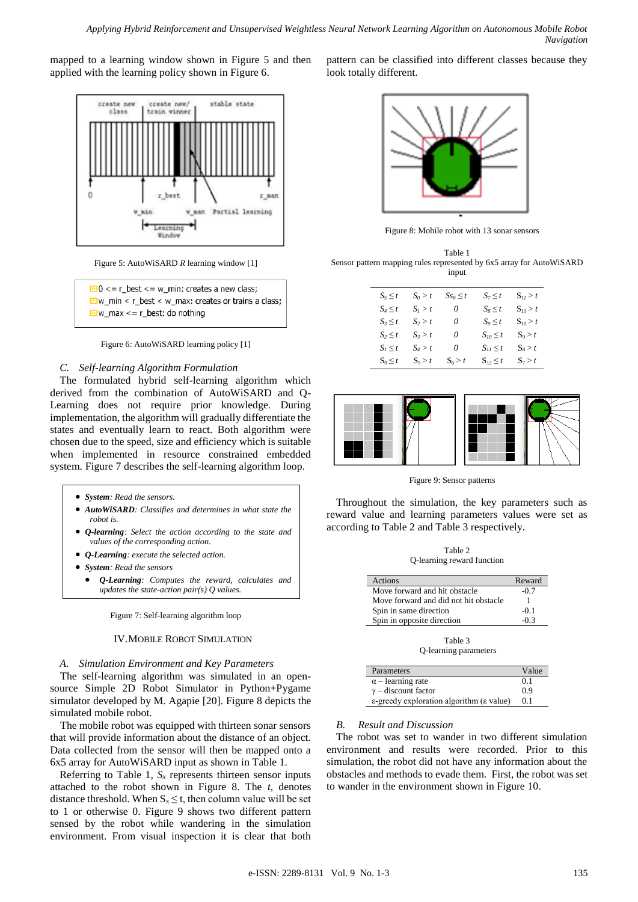mapped to a learning window shown in Figure 5 and then applied with the learning policy shown in Figure 6.

Figure 5: AutoWiSARD *R* learning window [1]

- 0 <= r_best <= w_min: creates a new class;
- w_min < r_best < w_max: creates or trains a class;
- w_max <= r_best: do nothing

Figure 6: AutoWiSARD learning policy [1]

### C. Self-learning Algorithm Formulation

The formulated hybrid self-learning algorithm which derived from the combination of AutoWiSARD and Q-Learning does not require prior knowledge. During implementation, the algorithm will gradually differentiate the states and eventually learn to react. Both algorithm were chosen due to the speed, size and efficiency which is suitable when implemented in resource constrained embedded system. Figure 7 describes the self-learning algorithm loop.

- ***System**: Read the sensors.*
- ***AutoWiSARD**: Classifies and determines in what state the robot is.*
- ***Q-learning**: Select the action according to the state and values of the corresponding action.*
- ***Q-Learning**: execute the selected action.*
- ***System**: Read the sensors*
  - ***Q-Learning**: Computes the reward, calculates and updates the state-action pair(s) Q values.*

Figure 7: Self-learning algorithm loop

## IV. Mobile Robot Simulation

### A. Simulation Environment and Key Parameters

The self-learning algorithm was simulated in an open-source Simple 2D Robot Simulator in Python+Pygame simulator developed by M. Agapie [20]. Figure 8 depicts the simulated mobile robot.

The mobile robot was equipped with thirteen sonar sensors that will provide information about the distance of an object. Data collected from the sensor will then be mapped onto a 6x5 array for AutoWiSARD input as shown in Table 1.

Referring to Table 1, $S_x$ represents thirteen sensor inputs attached to the robot shown in Figure 8. The *t*, denotes distance threshold. When $S_x \leq t$, then column value will be set to 1 or otherwise 0. Figure 9 shows two different pattern sensed by the robot while wandering in the simulation environment. From visual inspection it is clear that both pattern can be classified into different classes because they look totally different.

Figure 8: Mobile robot with 13 sonar sensors

Table 1
Sensor pattern mapping rules represented by 6x5 array for AutoWiSARD input

| | | | | |
|---|---|---|---|---|
| $S_5 \leq t$ | $S_0 > t$ | $S_6 \leq t$ | $S_7 \leq t$ | $S_{12} > t$ |
| $S_4 \leq t$ | $S_1 > t$ | $0$ | $S_8 \leq t$ | $S_{11} > t$ |
| $S_3 \leq t$ | $S_2 > t$ | $0$ | $S_9 \leq t$ | $S_{10} > t$ |
| $S_2 \leq t$ | $S_3 > t$ | $0$ | $S_{10} \leq t$ | $S_9 > t$ |
| $S_1 \leq t$ | $S_4 > t$ | $0$ | $S_{11} \leq t$ | $S_8 > t$ |
| $S_0 \leq t$ | $S_5 > t$ | $S_6 > t$ | $S_{12} \leq t$ | $S_7 > t$ |

Figure 9: Sensor patterns

Throughout the simulation, the key parameters such as reward value and learning parameters values were set as according to Table 2 and Table 3 respectively.

Table 2
Q-learning reward function

| Actions | Reward |
|---|---|
| Move forward and hit obstacle | -0.7 |
| Move forward and did not hit obstacle | 1 |
| Spin in same direction | -0.1 |
| Spin in opposite direction | -0.3 |

Table 3
Q-learning parameters

| Parameters | Value |
|---|---|
| $\alpha$ – learning rate | 0.1 |
| $\gamma$ – discount factor | 0.9 |
| ε-greedy exploration algorithm (ε value) | 0.1 |

### B. Result and Discussion

The robot was set to wander in two different simulation environment and results were recorded. Prior to this simulation, the robot did not have any information about the obstacles and methods to evade them. First, the robot was set to wander in the environment shown in Figure 10.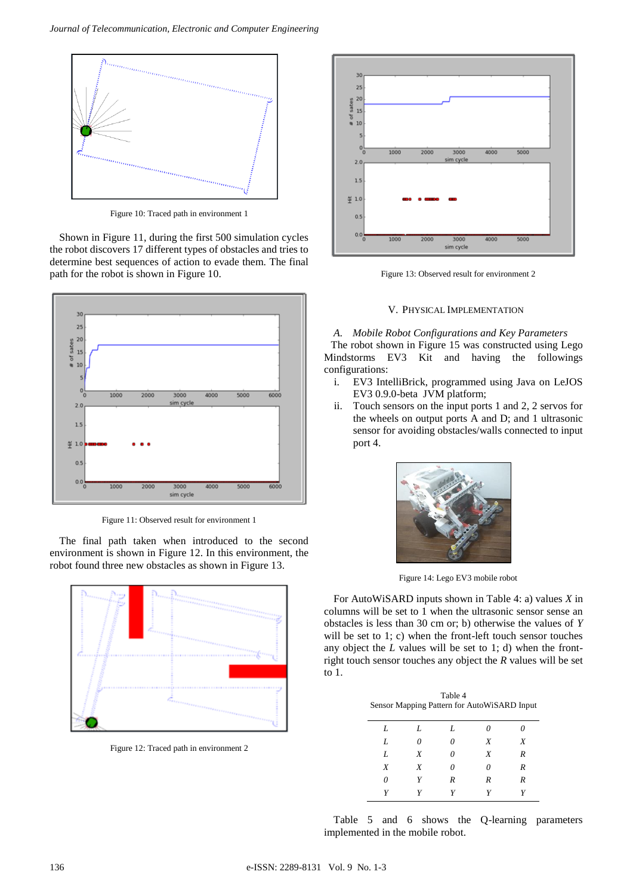Figure 10: Traced path in environment 1

Shown in Figure 11, during the first 500 simulation cycles the robot discovers 17 different types of obstacles and tries to determine best sequences of action to evade them. The final path for the robot is shown in Figure 10.

Figure 11: Observed result for environment 1

The final path taken when introduced to the second environment is shown in Figure 12. In this environment, the robot found three new obstacles as shown in Figure 13.

Figure 12: Traced path in environment 2

Figure 13: Observed result for environment 2

## V. Physical Implementation

### *A. Mobile Robot Configurations and Key Parameters*

The robot shown in Figure 15 was constructed using Lego Mindstorms EV3 Kit and having the followings configurations:

i. EV3 IntelliBrick, programmed using Java on LeJOS EV3 0.9.0-beta JVM platform;
ii. Touch sensors on the input ports 1 and 2, 2 servos for the wheels on output ports A and D; and 1 ultrasonic sensor for avoiding obstacles/walls connected to input port 4.

Figure 14: Lego EV3 mobile robot

For AutoWiSARD inputs shown in Table 4: a) values *X* in columns will be set to 1 when the ultrasonic sensor sense an obstacles is less than 30 cm or; b) otherwise the values of *Y* will be set to 1; c) when the front-left touch sensor touches any object the *L* values will be set to 1; d) when the front-right touch sensor touches any object the *R* values will be set to 1.

Table 4
Sensor Mapping Pattern for AutoWiSARD Input

| | | | | |
|---|---|---|---|---|
| *L* | *L* | *L* | *0* | *0* |
| *L* | *0* | *0* | *X* | *X* |
| *L* | *X* | *0* | *X* | *R* |
| *X* | *X* | *0* | *0* | *R* |
| *0* | *Y* | *R* | *R* | *R* |
| *Y* | *Y* | *Y* | *Y* | *Y* |

Table 5 and 6 shows the Q-learning parameters implemented in the mobile robot.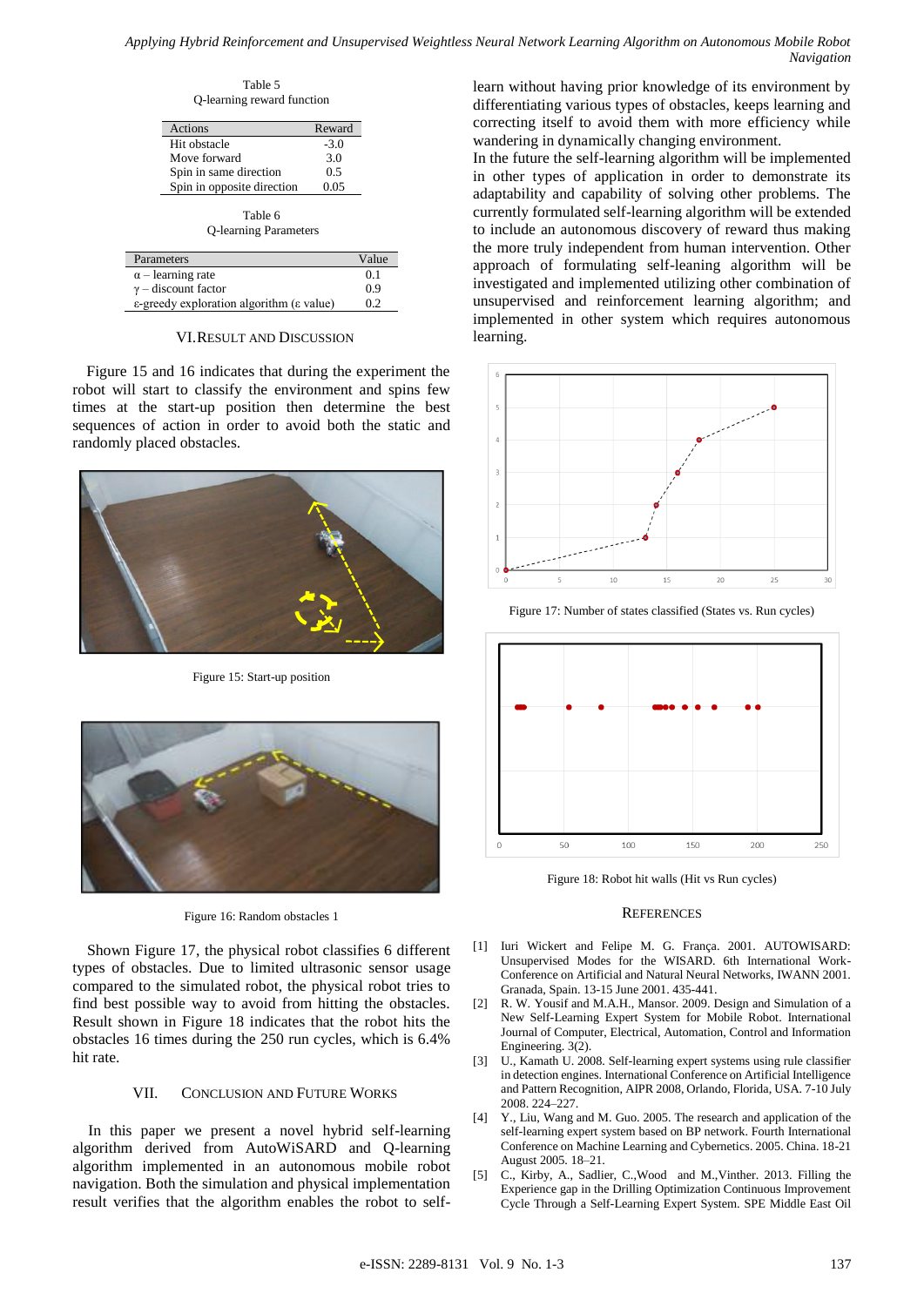Table 5
Q-learning reward function

| Actions | Reward |
|---|---|
| Hit obstacle | -3.0 |
| Move forward | 3.0 |
| Spin in same direction | 0.5 |
| Spin in opposite direction | 0.05 |

Table 6
Q-learning Parameters

| Parameters | Value |
|---|---|
| $\alpha$ – learning rate | 0.1 |
| $\gamma$ – discount factor | 0.9 |
| $\varepsilon$-greedy exploration algorithm ($\varepsilon$ value) | 0.2 |

## VI. Result and Discussion

Figure 15 and 16 indicates that during the experiment the robot will start to classify the environment and spins few times at the start-up position then determine the best sequences of action in order to avoid both the static and randomly placed obstacles.

Figure 15: Start-up position

Figure 16: Random obstacles 1

Shown Figure 17, the physical robot classifies 6 different types of obstacles. Due to limited ultrasonic sensor usage compared to the simulated robot, the physical robot tries to find best possible way to avoid from hitting the obstacles. Result shown in Figure 18 indicates that the robot hits the obstacles 16 times during the 250 run cycles, which is 6.4% hit rate.

## VII. Conclusion and Future Works

In this paper we present a novel hybrid self-learning algorithm derived from AutoWiSARD and Q-learning algorithm implemented in an autonomous mobile robot navigation. Both the simulation and physical implementation result verifies that the algorithm enables the robot to self-learn without having prior knowledge of its environment by differentiating various types of obstacles, keeps learning and correcting itself to avoid them with more efficiency while wandering in dynamically changing environment.

In the future the self-learning algorithm will be implemented in other types of application in order to demonstrate its adaptability and capability of solving other problems. The currently formulated self-learning algorithm will be extended to include an autonomous discovery of reward thus making the more truly independent from human intervention. Other approach of formulating self-leaning algorithm will be investigated and implemented utilizing other combination of unsupervised and reinforcement learning algorithm; and implemented in other system which requires autonomous learning.

Figure 17: Number of states classified (States vs. Run cycles)

Figure 18: Robot hit walls (Hit vs Run cycles)

## References

[1] Iuri Wickert and Felipe M. G. França. 2001. AUTOWISARD: Unsupervised Modes for the WISARD. 6th International Work-Conference on Artificial and Natural Neural Networks, IWANN 2001. Granada, Spain. 13-15 June 2001. 435-441.

[2] R. W. Yousif and M.A.H., Mansor. 2009. Design and Simulation of a New Self-Learning Expert System for Mobile Robot. International Journal of Computer, Electrical, Automation, Control and Information Engineering. 3(2).

[3] U., Kamath U. 2008. Self-learning expert systems using rule classifier in detection engines. International Conference on Artificial Intelligence and Pattern Recognition, AIPR 2008, Orlando, Florida, USA. 7-10 July 2008. 224–227.

[4] Y., Liu, Wang and M. Guo. 2005. The research and application of the self-learning expert system based on BP network. Fourth International Conference on Machine Learning and Cybernetics. 2005. China. 18-21 August 2005. 18–21.

[5] C., Kirby, A., Sadlier, C.,Wood and M.,Vinther. 2013. Filling the Experience gap in the Drilling Optimization Continuous Improvement Cycle Through a Self-Learning Expert System. SPE Middle East Oil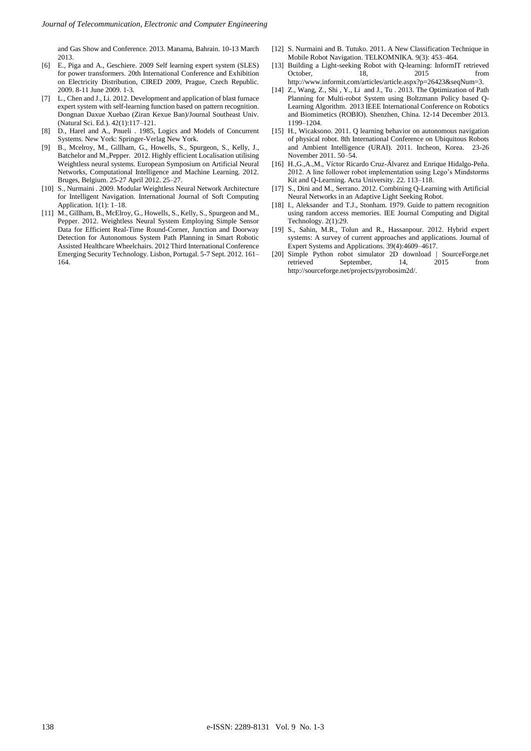and Gas Show and Conference. 2013. Manama, Bahrain. 10-13 March 2013.

[6] E., Piga and A., Geschiere. 2009 Self learning expert system (SLES) for power transformers. 20th International Conference and Exhibition on Electricity Distribution, CIRED 2009, Prague, Czech Republic. 2009. 8-11 June 2009. 1-3.

[7] L., Chen and J., Li. 2012. Development and application of blast furnace expert system with self-learning function based on pattern recognition. Dongnan Daxue Xuebao (Ziran Kexue Ban)/Journal Southeast Univ. (Natural Sci. Ed.). 42(1):117–121.

[8] D., Harel and A., Pnueli . 1985, Logics and Models of Concurrent Systems. New York: Springer-Verlag New York.

[9] B., Mcelroy, M., Gillham, G., Howells, S., Spurgeon, S., Kelly, J., Batchelor and M.,Pepper. 2012. Highly efficient Localisation utilising Weightless neural systems. European Symposium on Artificial Neural Networks, Computational Intelligence and Machine Learning. 2012. Bruges, Belgium. 25-27 April 2012. 25–27.

[10] S., Nurmaini . 2009. Modular Weightless Neural Network Architecture for Intelligent Navigation. International Journal of Soft Computing Application. 1(1): 1–18.

[11] M., Gillham, B., McElroy, G., Howells, S., Kelly, S., Spurgeon and M., Pepper. 2012. Weightless Neural System Employing Simple Sensor Data for Efficient Real-Time Round-Corner, Junction and Doorway Detection for Autonomous System Path Planning in Smart Robotic Assisted Healthcare Wheelchairs. 2012 Third International Conference Emerging Security Technology. Lisbon, Portugal. 5-7 Sept. 2012. 161–164.

[12] S. Nurmaini and B. Tutuko. 2011. A New Classification Technique in Mobile Robot Navigation. TELKOMNIKA. 9(3): 453–464.

[13] Building a Light-seeking Robot with Q-learning: InformIT retrieved October, 18, 2015 from http://www.informit.com/articles/article.aspx?p=26423&seqNum=3.

[14] Z., Wang, Z., Shi , Y., Li and J., Tu . 2013. The Optimization of Path Planning for Multi-robot System using Boltzmann Policy based Q-Learning Algorithm. 2013 IEEE International Conference on Robotics and Biomimetics (ROBIO). Shenzhen, China. 12-14 December 2013. 1199–1204.

[15] H., Wicaksono. 2011. Q learning behavior on autonomous navigation of physical robot. 8th International Conference on Ubiquitous Robots and Ambient Intelligence (URAI). 2011. Incheon, Korea. 23-26 November 2011. 50–54.

[16] H.,G.,A.,M., Víctor Ricardo Cruz-Álvarez and Enrique Hidalgo-Peña. 2012. A line follower robot implementation using Lego's Mindstorms Kit and Q-Learning. Acta University. 22. 113–118.

[17] S., Dini and M., Serrano. 2012. Combining Q-Learning with Artificial Neural Networks in an Adaptive Light Seeking Robot.

[18] I., Aleksander and T.J., Stonham. 1979. Guide to pattern recognition using random access memories. IEE Journal Computing and Digital Technology. 2(1):29.

[19] S., Sahin, M.R., Tolun and R., Hassanpour. 2012. Hybrid expert systems: A survey of current approaches and applications. Journal of Expert Systems and Applications. 39(4):4609–4617.

[20] Simple Python robot simulator 2D download | SourceForge.net retrieved September, 14, 2015 from http://sourceforge.net/projects/pyrobosim2d/.